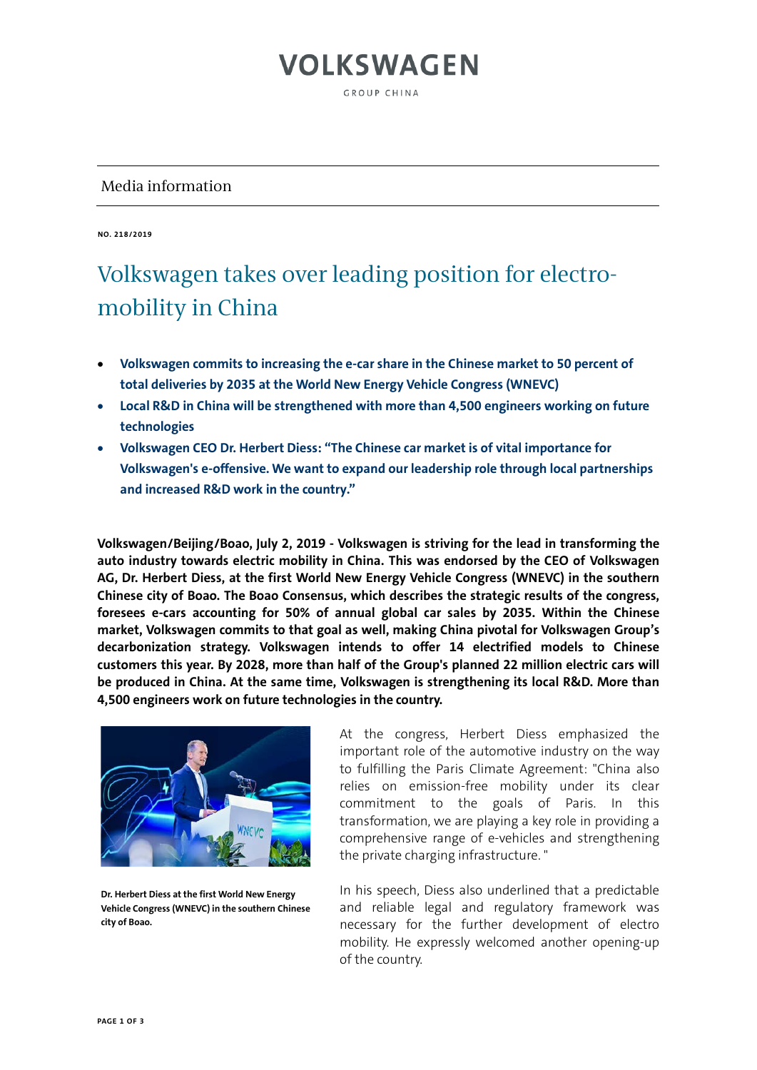# VOLKSWAGEN

GROUP CHINA

Media information

**NO. 218/2019**

# Volkswagen takes over leading position for electro-mobility in China

- **Volkswagen commits to increasing the e-car share in the Chinese market to 50 percent of total deliveries by 2035 at the World New Energy Vehicle Congress (WNEVC)**
- **Local R&D in China will be strengthened with more than 4,500 engineers working on future technologies**
- **Volkswagen CEO Dr. Herbert Diess: "The Chinese car market is of vital importance for Volkswagen's e-offensive. We want to expand our leadership role through local partnerships and increased R&D work in the country."**

**Volkswagen/Beijing/Boao, July 2, 2019 - Volkswagen is striving for the lead in transforming the auto industry towards electric mobility in China. This was endorsed by the CEO of Volkswagen AG, Dr. Herbert Diess, at the first World New Energy Vehicle Congress (WNEVC) in the southern Chinese city of Boao. The Boao Consensus, which describes the strategic results of the congress, foresees e-cars accounting for 50% of annual global car sales by 2035. Within the Chinese market, Volkswagen commits to that goal as well, making China pivotal for Volkswagen Group's decarbonization strategy. Volkswagen intends to offer 14 electrified models to Chinese customers this year. By 2028, more than half of the Group's planned 22 million electric cars will be produced in China. At the same time, Volkswagen is strengthening its local R&D. More than 4,500 engineers work on future technologies in the country.**

**Dr. Herbert Diess at the first World New Energy Vehicle Congress (WNEVC) in the southern Chinese city of Boao.**

At the congress, Herbert Diess emphasized the important role of the automotive industry on the way to fulfilling the Paris Climate Agreement: "China also relies on emission-free mobility under its clear commitment to the goals of Paris. In this transformation, we are playing a key role in providing a comprehensive range of e-vehicles and strengthening the private charging infrastructure. "

In his speech, Diess also underlined that a predictable and reliable legal and regulatory framework was necessary for the further development of electro mobility. He expressly welcomed another opening-up of the country.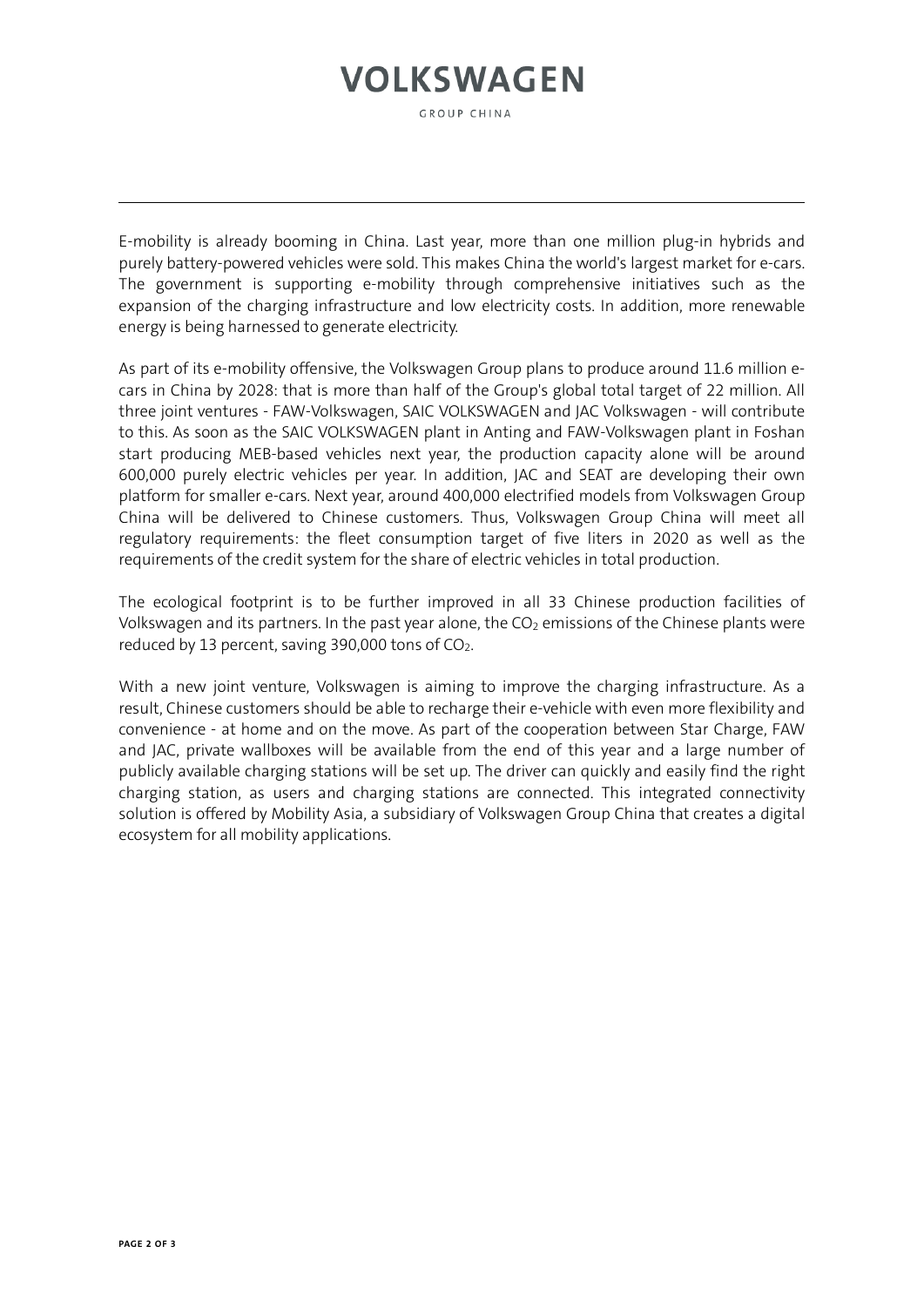E-mobility is already booming in China. Last year, more than one million plug-in hybrids and purely battery-powered vehicles were sold. This makes China the world's largest market for e-cars. The government is supporting e-mobility through comprehensive initiatives such as the expansion of the charging infrastructure and low electricity costs. In addition, more renewable energy is being harnessed to generate electricity.

As part of its e-mobility offensive, the Volkswagen Group plans to produce around 11.6 million e-cars in China by 2028: that is more than half of the Group's global total target of 22 million. All three joint ventures - FAW-Volkswagen, SAIC VOLKSWAGEN and JAC Volkswagen - will contribute to this. As soon as the SAIC VOLKSWAGEN plant in Anting and FAW-Volkswagen plant in Foshan start producing MEB-based vehicles next year, the production capacity alone will be around 600,000 purely electric vehicles per year. In addition, JAC and SEAT are developing their own platform for smaller e-cars. Next year, around 400,000 electrified models from Volkswagen Group China will be delivered to Chinese customers. Thus, Volkswagen Group China will meet all regulatory requirements: the fleet consumption target of five liters in 2020 as well as the requirements of the credit system for the share of electric vehicles in total production.

The ecological footprint is to be further improved in all 33 Chinese production facilities of Volkswagen and its partners. In the past year alone, the $CO_2$ emissions of the Chinese plants were reduced by 13 percent, saving 390,000 tons of $CO_2$.

With a new joint venture, Volkswagen is aiming to improve the charging infrastructure. As a result, Chinese customers should be able to recharge their e-vehicle with even more flexibility and convenience - at home and on the move. As part of the cooperation between Star Charge, FAW and JAC, private wallboxes will be available from the end of this year and a large number of publicly available charging stations will be set up. The driver can quickly and easily find the right charging station, as users and charging stations are connected. This integrated connectivity solution is offered by Mobility Asia, a subsidiary of Volkswagen Group China that creates a digital ecosystem for all mobility applications.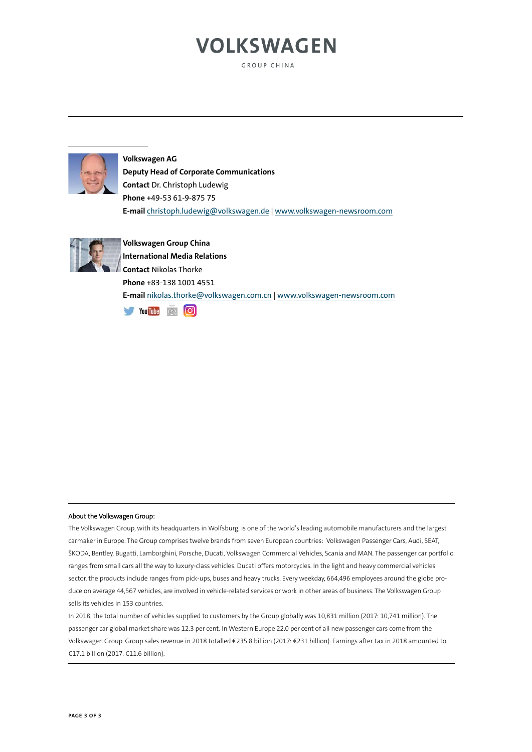**Volkswagen AG**
**Deputy Head of Corporate Communications**
**Contact** Dr. Christoph Ludewig
**Phone** +49-53 61-9-875 75
**E-mail** christoph.ludewig@volkswagen.de | www.volkswagen-newsroom.com

**Volkswagen Group China**
**International Media Relations**
**Contact** Nikolas Thorke
**Phone** +83-138 1001 4551
**E-mail** nikolas.thorke@volkswagen.com.cn | www.volkswagen-newsroom.com

About the Volkswagen Group:

The Volkswagen Group, with its headquarters in Wolfsburg, is one of the world's leading automobile manufacturers and the largest carmaker in Europe. The Group comprises twelve brands from seven European countries: Volkswagen Passenger Cars, Audi, SEAT, ŠKODA, Bentley, Bugatti, Lamborghini, Porsche, Ducati, Volkswagen Commercial Vehicles, Scania and MAN. The passenger car portfolio ranges from small cars all the way to luxury-class vehicles. Ducati offers motorcycles. In the light and heavy commercial vehicles sector, the products include ranges from pick-ups, buses and heavy trucks. Every weekday, 664,496 employees around the globe produce on average 44,567 vehicles, are involved in vehicle-related services or work in other areas of business. The Volkswagen Group sells its vehicles in 153 countries.

In 2018, the total number of vehicles supplied to customers by the Group globally was 10,831 million (2017: 10,741 million). The passenger car global market share was 12.3 per cent. In Western Europe 22.0 per cent of all new passenger cars come from the Volkswagen Group. Group sales revenue in 2018 totalled €235.8 billion (2017: €231 billion). Earnings after tax in 2018 amounted to €17.1 billion (2017: €11.6 billion).